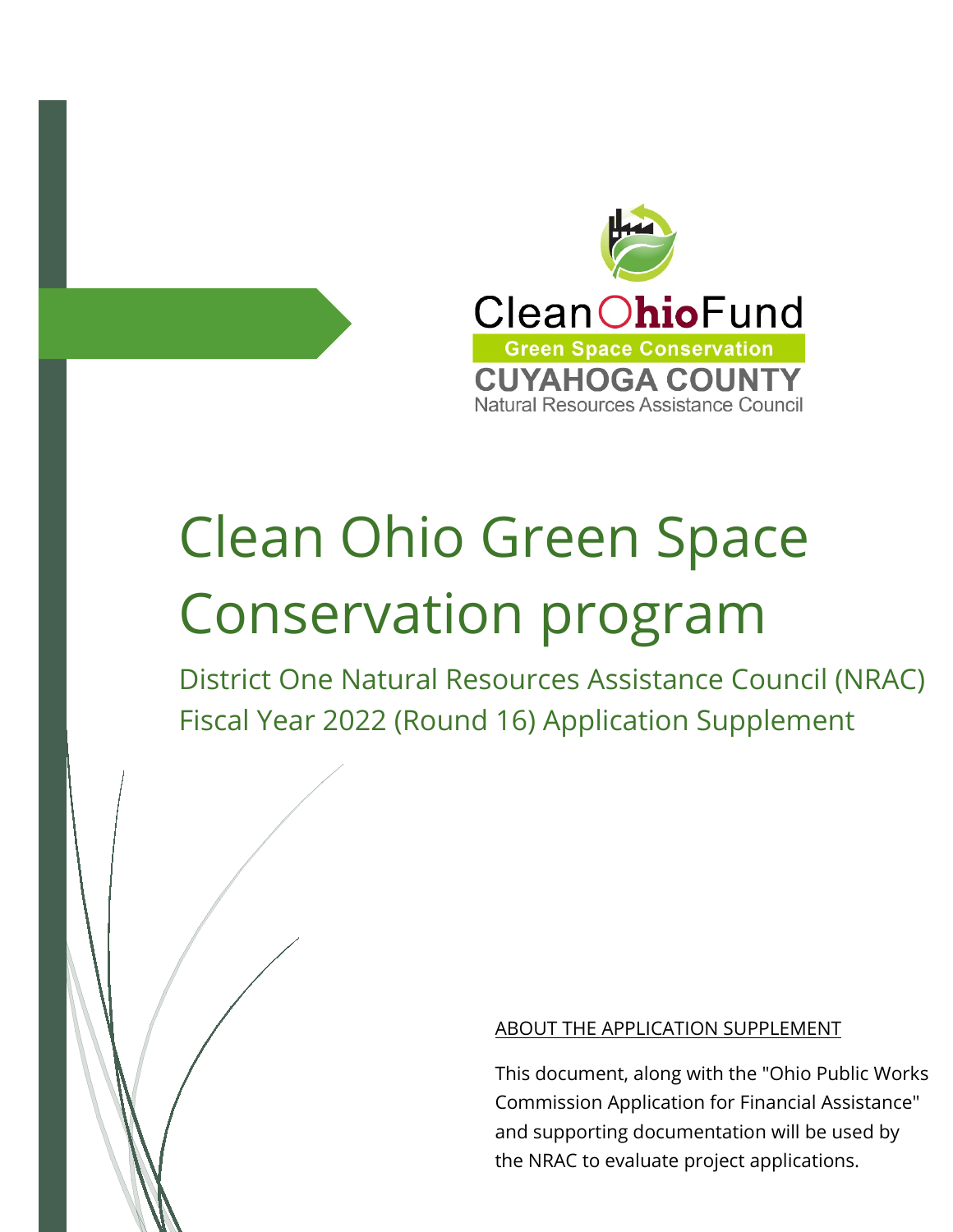Clean Ohio Fund

Green Space Conservation

CUYAHOGA COUNTY

Natural Resources Assistance Council

# Clean Ohio Green Space Conservation program

## District One Natural Resources Assistance Council (NRAC) Fiscal Year 2022 (Round 16) Application Supplement

ABOUT THE APPLICATION SUPPLEMENT

This document, along with the "Ohio Public Works Commission Application for Financial Assistance" and supporting documentation will be used by the NRAC to evaluate project applications.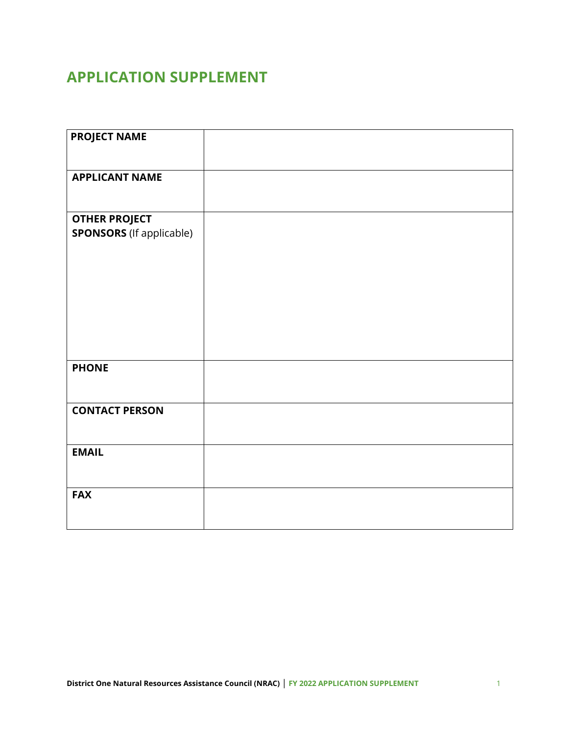# APPLICATION SUPPLEMENT

| | |
|---|---|
| **PROJECT NAME** | |
| **APPLICANT NAME** | |
| **OTHER PROJECT SPONSORS** (If applicable) | |
| **PHONE** | |
| **CONTACT PERSON** | |
| **EMAIL** | |
| **FAX** | |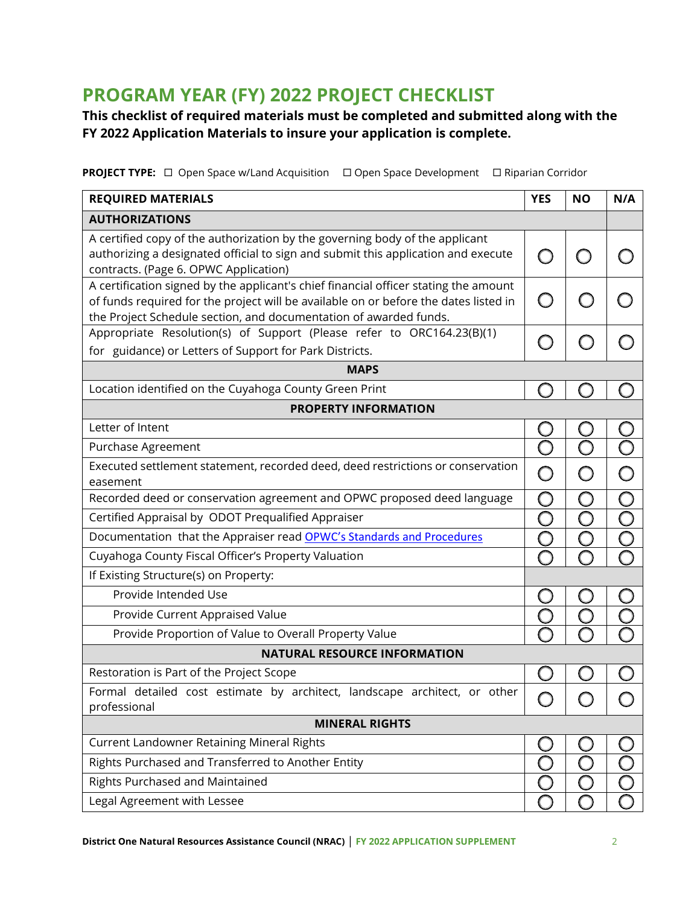# PROGRAM YEAR (FY) 2022 PROJECT CHECKLIST

**This checklist of required materials must be completed and submitted along with the FY 2022 Application Materials to insure your application is complete.**

**PROJECT TYPE:** ☐ Open Space w/Land Acquisition ☐ Open Space Development ☐ Riparian Corridor

| REQUIRED MATERIALS | YES | NO | N/A |
|---|---|---|---|
| **AUTHORIZATIONS** | | | |
| A certified copy of the authorization by the governing body of the applicant authorizing a designated official to sign and submit this application and execute contracts. (Page 6. OPWC Application) | ◯ | ◯ | ◯ |
| A certification signed by the applicant's chief financial officer stating the amount of funds required for the project will be available on or before the dates listed in the Project Schedule section, and documentation of awarded funds. | ◯ | ◯ | ◯ |
| Appropriate Resolution(s) of Support (Please refer to ORC164.23(B)(1) for guidance) or Letters of Support for Park Districts. | ◯ | ◯ | ◯ |
| **MAPS** | | | |
| Location identified on the Cuyahoga County Green Print | ◯ | ◯ | ◯ |
| **PROPERTY INFORMATION** | | | |
| Letter of Intent | ◯ | ◯ | ◯ |
| Purchase Agreement | ◯ | ◯ | ◯ |
| Executed settlement statement, recorded deed, deed restrictions or conservation easement | ◯ | ◯ | ◯ |
| Recorded deed or conservation agreement and OPWC proposed deed language | ◯ | ◯ | ◯ |
| Certified Appraisal by ODOT Prequalified Appraiser | ◯ | ◯ | ◯ |
| Documentation that the Appraiser read OPWC's Standards and Procedures | ◯ | ◯ | ◯ |
| Cuyahoga County Fiscal Officer's Property Valuation | ◯ | ◯ | ◯ |
| If Existing Structure(s) on Property: | | | |
| Provide Intended Use | ◯ | ◯ | ◯ |
| Provide Current Appraised Value | ◯ | ◯ | ◯ |
| Provide Proportion of Value to Overall Property Value | ◯ | ◯ | ◯ |
| **NATURAL RESOURCE INFORMATION** | | | |
| Restoration is Part of the Project Scope | ◯ | ◯ | ◯ |
| Formal detailed cost estimate by architect, landscape architect, or other professional | ◯ | ◯ | ◯ |
| **MINERAL RIGHTS** | | | |
| Current Landowner Retaining Mineral Rights | ◯ | ◯ | ◯ |
| Rights Purchased and Transferred to Another Entity | ◯ | ◯ | ◯ |
| Rights Purchased and Maintained | ◯ | ◯ | ◯ |
| Legal Agreement with Lessee | ◯ | ◯ | ◯ |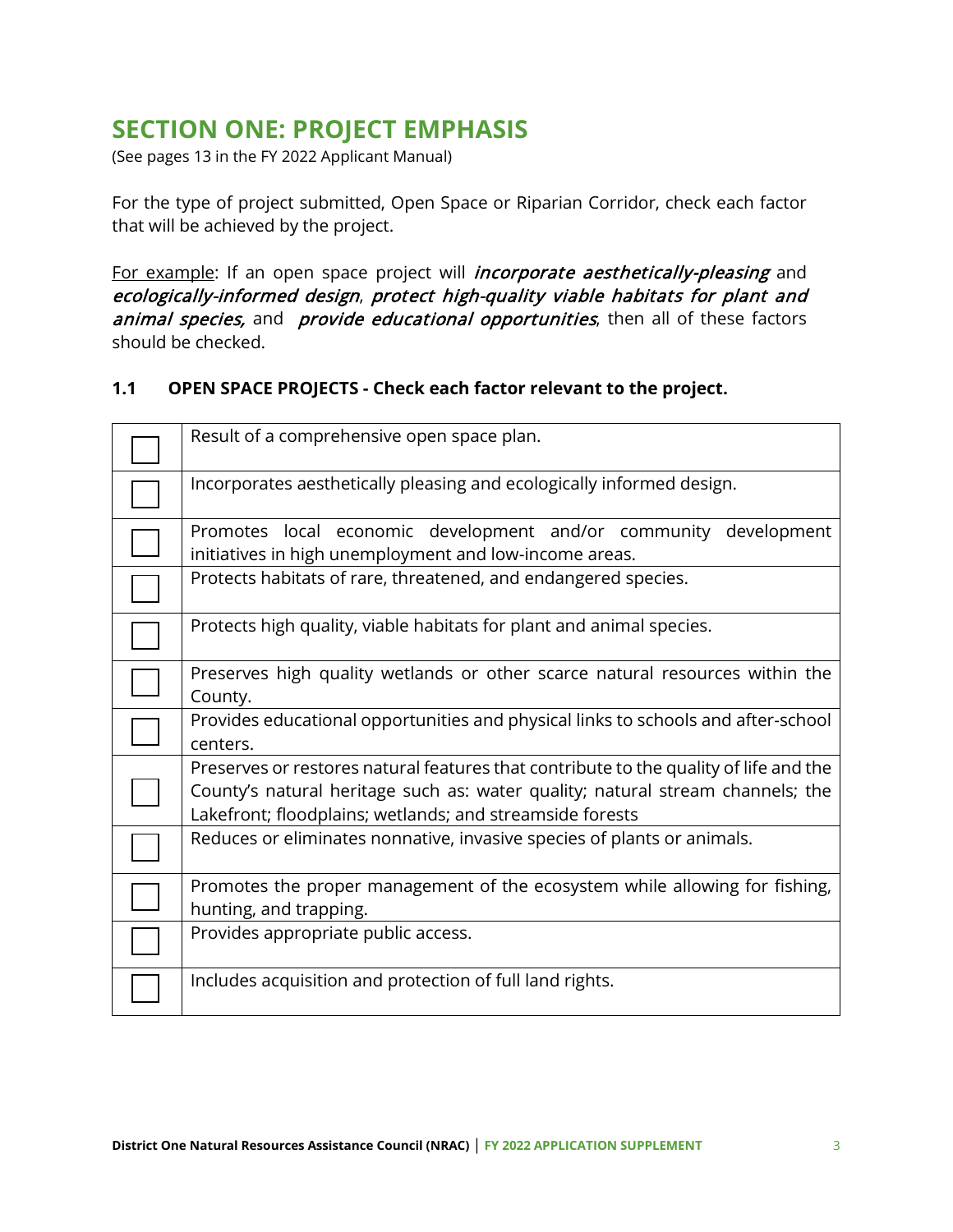## SECTION ONE: PROJECT EMPHASIS

(See pages 13 in the FY 2022 Applicant Manual)

For the type of project submitted, Open Space or Riparian Corridor, check each factor that will be achieved by the project.

For example: If an open space project will *incorporate aesthetically-pleasing* and *ecologically-informed design*, *protect high-quality viable habitats for plant and animal species,* and *provide educational opportunities*, then all of these factors should be checked.

### 1.1 OPEN SPACE PROJECTS - Check each factor relevant to the project.

| | |
|---|---|
| ☐ | Result of a comprehensive open space plan. |
| ☐ | Incorporates aesthetically pleasing and ecologically informed design. |
| ☐ | Promotes local economic development and/or community development initiatives in high unemployment and low-income areas. |
| ☐ | Protects habitats of rare, threatened, and endangered species. |
| ☐ | Protects high quality, viable habitats for plant and animal species. |
| ☐ | Preserves high quality wetlands or other scarce natural resources within the County. |
| ☐ | Provides educational opportunities and physical links to schools and after-school centers. |
| ☐ | Preserves or restores natural features that contribute to the quality of life and the County's natural heritage such as: water quality; natural stream channels; the Lakefront; floodplains; wetlands; and streamside forests |
| ☐ | Reduces or eliminates nonnative, invasive species of plants or animals. |
| ☐ | Promotes the proper management of the ecosystem while allowing for fishing, hunting, and trapping. |
| ☐ | Provides appropriate public access. |
| ☐ | Includes acquisition and protection of full land rights. |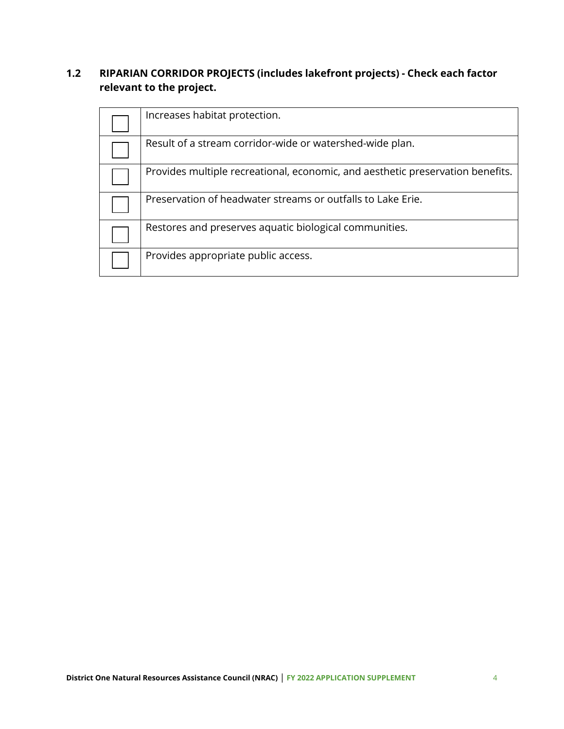### 1.2 RIPARIAN CORRIDOR PROJECTS (includes lakefront projects) - Check each factor relevant to the project.

| | |
|---|---|
| ☐ | Increases habitat protection. |
| ☐ | Result of a stream corridor-wide or watershed-wide plan. |
| ☐ | Provides multiple recreational, economic, and aesthetic preservation benefits. |
| ☐ | Preservation of headwater streams or outfalls to Lake Erie. |
| ☐ | Restores and preserves aquatic biological communities. |
| ☐ | Provides appropriate public access. |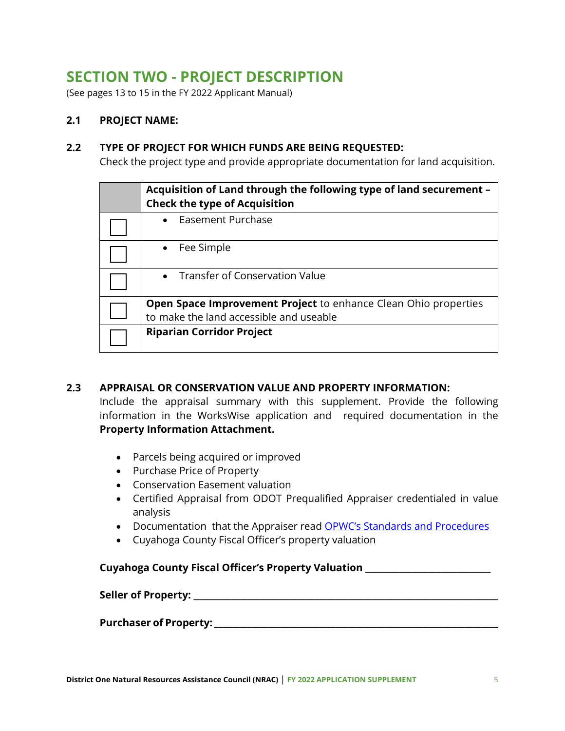## SECTION TWO - PROJECT DESCRIPTION

(See pages 13 to 15 in the FY 2022 Applicant Manual)

**2.1 PROJECT NAME:**

**2.2 TYPE OF PROJECT FOR WHICH FUNDS ARE BEING REQUESTED:**

Check the project type and provide appropriate documentation for land acquisition.

| | **Acquisition of Land through the following type of land securement – Check the type of Acquisition** |
|---|---|
| ☐ | • Easement Purchase |
| ☐ | • Fee Simple |
| ☐ | • Transfer of Conservation Value |
| ☐ | **Open Space Improvement Project** to enhance Clean Ohio properties to make the land accessible and useable |
| ☐ | **Riparian Corridor Project** |

**2.3 APPRAISAL OR CONSERVATION VALUE AND PROPERTY INFORMATION:**

Include the appraisal summary with this supplement. Provide the following information in the WorksWise application and required documentation in the **Property Information Attachment.**

- Parcels being acquired or improved
- Purchase Price of Property
- Conservation Easement valuation
- Certified Appraisal from ODOT Prequalified Appraiser credentialed in value analysis
- Documentation that the Appraiser read OPWC's Standards and Procedures
- Cuyahoga County Fiscal Officer's property valuation

**Cuyahoga County Fiscal Officer's Property Valuation** ___________________________

**Seller of Property:** ___________________________________________________________________

**Purchaser of Property:** ______________________________________________________________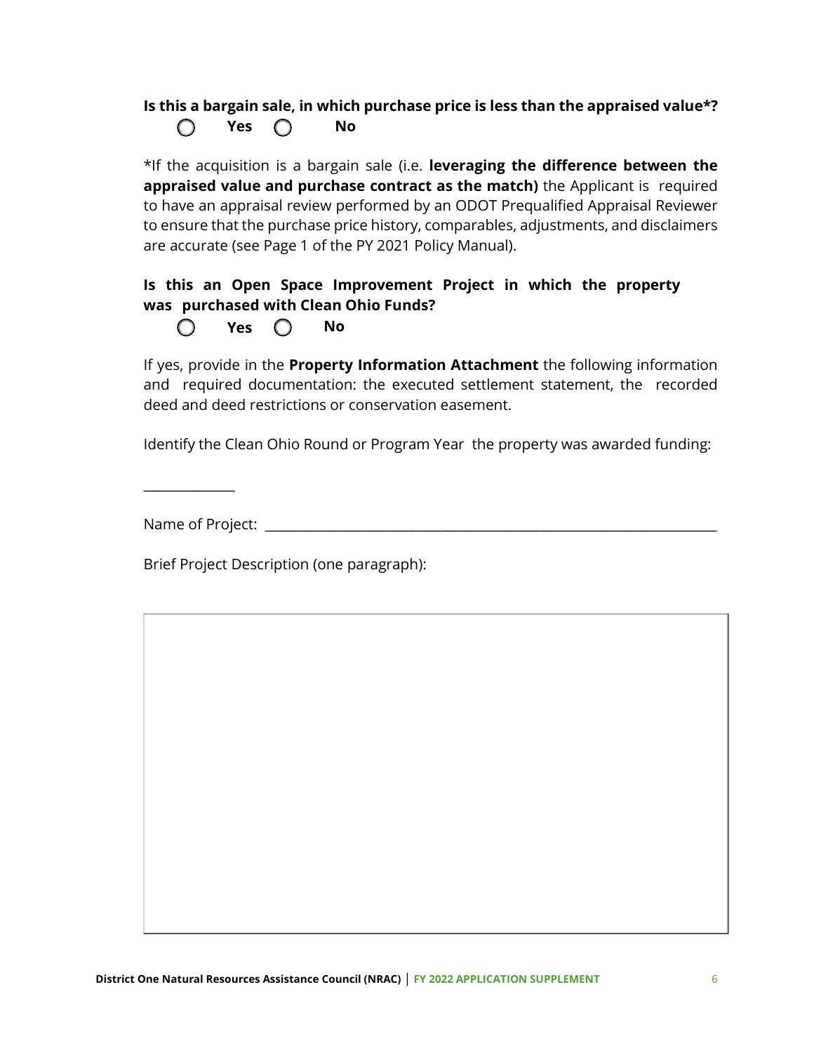**Is this a bargain sale, in which purchase price is less than the appraised value*?**

◯ **Yes** ◯ **No**

*If the acquisition is a bargain sale (i.e. **leveraging the difference between the appraised value and purchase contract as the match)** the Applicant is required to have an appraisal review performed by an ODOT Prequalified Appraisal Reviewer to ensure that the purchase price history, comparables, adjustments, and disclaimers are accurate (see Page 1 of the PY 2021 Policy Manual).

**Is this an Open Space Improvement Project in which the property was purchased with Clean Ohio Funds?**

◯ **Yes** ◯ **No**

If yes, provide in the **Property Information Attachment** the following information and required documentation: the executed settlement statement, the recorded deed and deed restrictions or conservation easement.

Identify the Clean Ohio Round or Program Year the property was awarded funding:

______________

Name of Project: ______________________________________________________________________

Brief Project Description (one paragraph):

| |
|---|
| |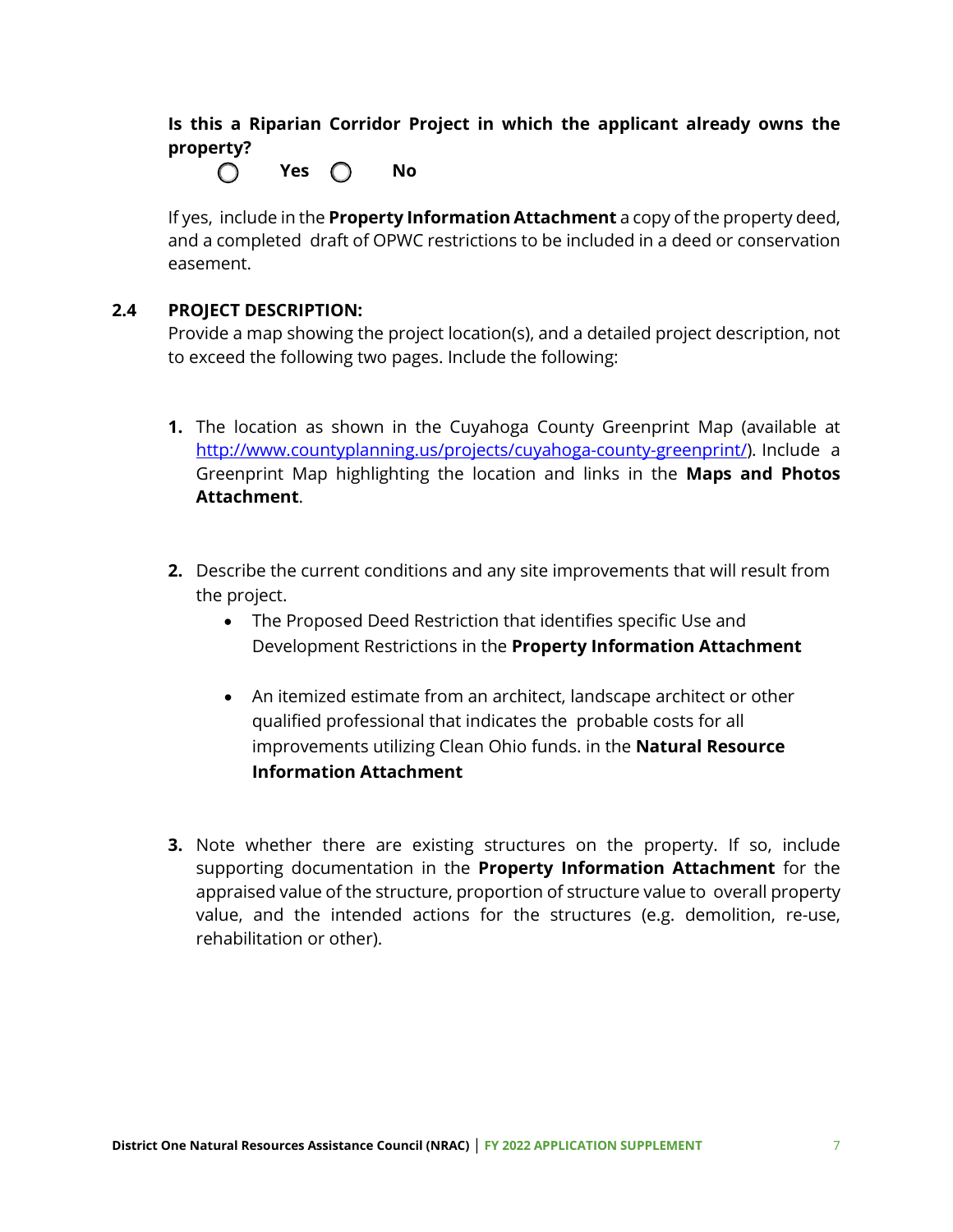**Is this a Riparian Corridor Project in which the applicant already owns the property?**

○ **Yes** ○ **No**

If yes, include in the **Property Information Attachment** a copy of the property deed, and a completed draft of OPWC restrictions to be included in a deed or conservation easement.

### 2.4 PROJECT DESCRIPTION:

Provide a map showing the project location(s), and a detailed project description, not to exceed the following two pages. Include the following:

1. The location as shown in the Cuyahoga County Greenprint Map (available at [http://www.countyplanning.us/projects/cuyahoga-county-greenprint/](http://www.countyplanning.us/projects/cuyahoga-county-greenprint/)). Include a Greenprint Map highlighting the location and links in the **Maps and Photos Attachment**.

2. Describe the current conditions and any site improvements that will result from the project.
   - The Proposed Deed Restriction that identifies specific Use and Development Restrictions in the **Property Information Attachment**
   - An itemized estimate from an architect, landscape architect or other qualified professional that indicates the probable costs for all improvements utilizing Clean Ohio funds. in the **Natural Resource Information Attachment**

3. Note whether there are existing structures on the property. If so, include supporting documentation in the **Property Information Attachment** for the appraised value of the structure, proportion of structure value to overall property value, and the intended actions for the structures (e.g. demolition, re-use, rehabilitation or other).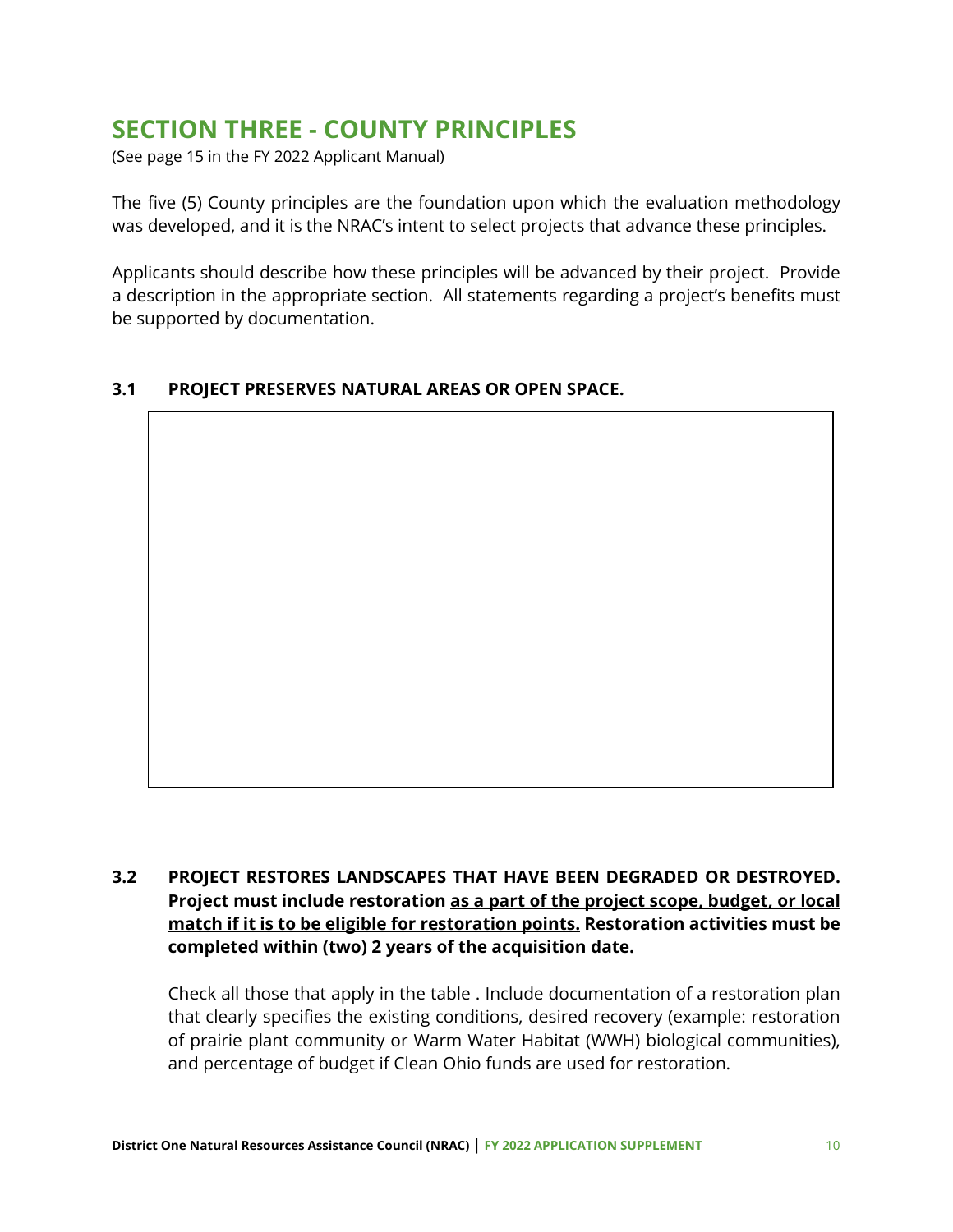## SECTION THREE - COUNTY PRINCIPLES

(See page 15 in the FY 2022 Applicant Manual)

The five (5) County principles are the foundation upon which the evaluation methodology was developed, and it is the NRAC's intent to select projects that advance these principles.

Applicants should describe how these principles will be advanced by their project. Provide a description in the appropriate section. All statements regarding a project's benefits must be supported by documentation.

### 3.1 PROJECT PRESERVES NATURAL AREAS OR OPEN SPACE.

| |
|---|
| |

### 3.2 PROJECT RESTORES LANDSCAPES THAT HAVE BEEN DEGRADED OR DESTROYED. Project must include restoration <u>as a part of the project scope, budget, or local match if it is to be eligible for restoration points.</u> Restoration activities must be completed within (two) 2 years of the acquisition date.

Check all those that apply in the table . Include documentation of a restoration plan that clearly specifies the existing conditions, desired recovery (example: restoration of prairie plant community or Warm Water Habitat (WWH) biological communities), and percentage of budget if Clean Ohio funds are used for restoration.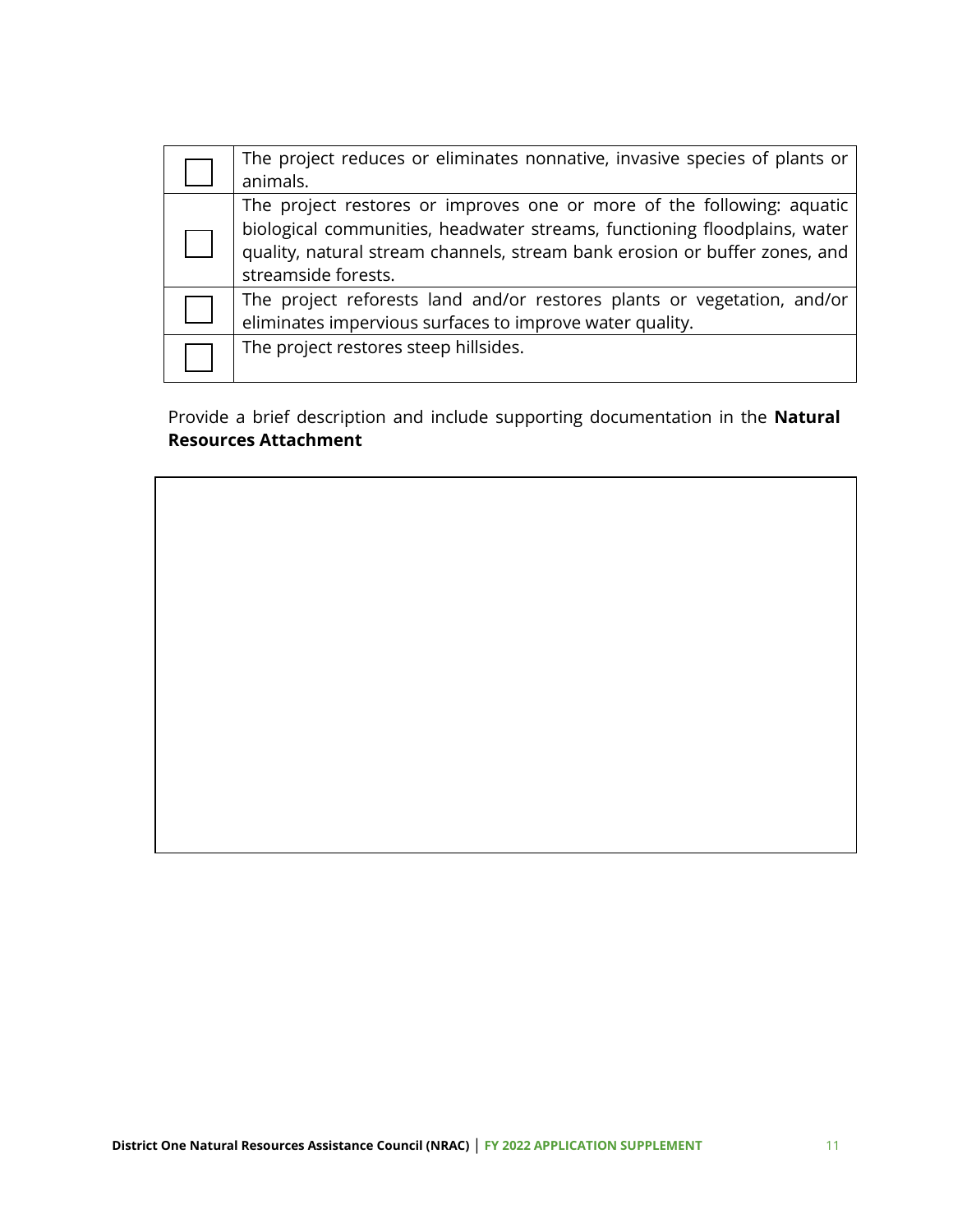| | |
|---|---|
| ☐ | The project reduces or eliminates nonnative, invasive species of plants or animals. |
| ☐ | The project restores or improves one or more of the following: aquatic biological communities, headwater streams, functioning floodplains, water quality, natural stream channels, stream bank erosion or buffer zones, and streamside forests. |
| ☐ | The project reforests land and/or restores plants or vegetation, and/or eliminates impervious surfaces to improve water quality. |
| ☐ | The project restores steep hillsides. |

Provide a brief description and include supporting documentation in the **Natural Resources Attachment**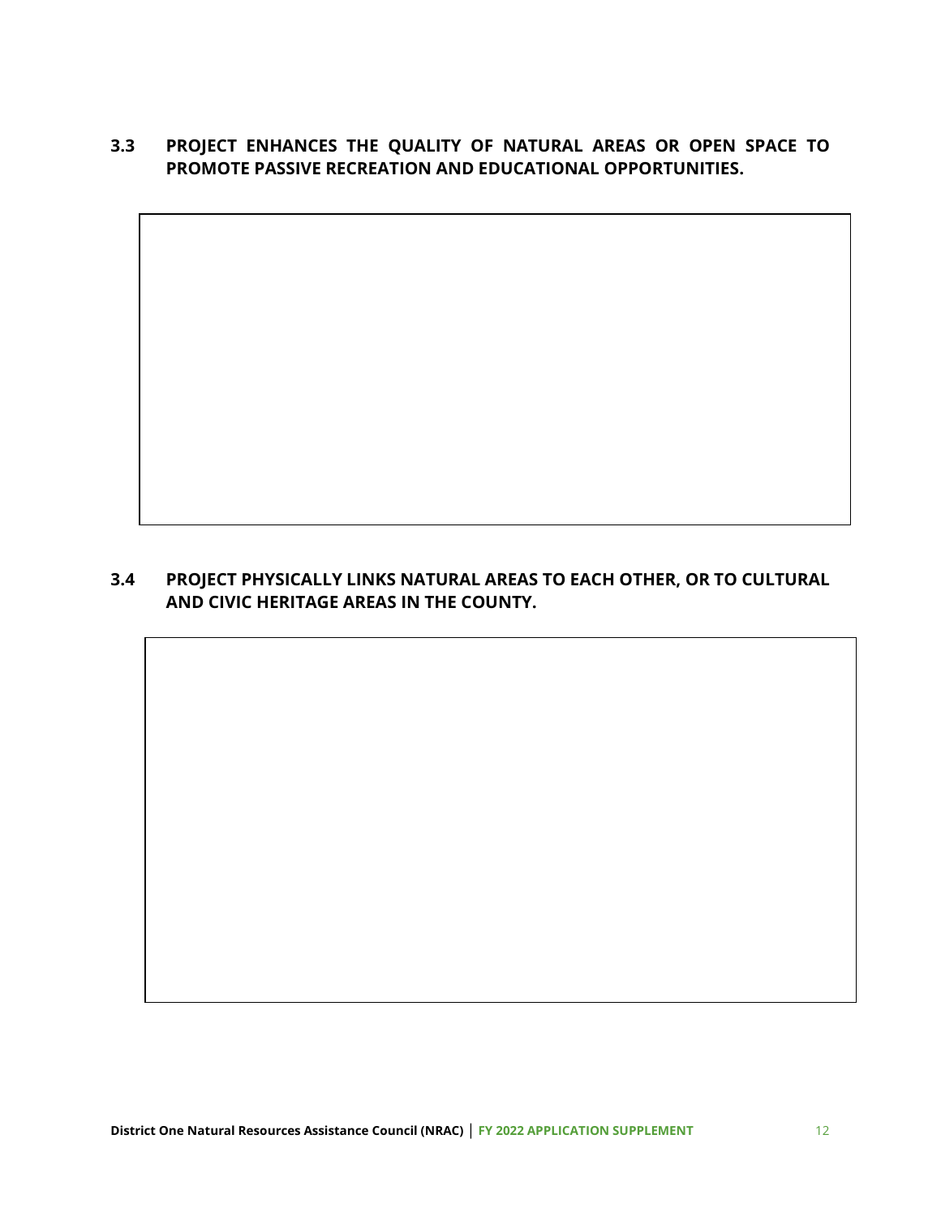## 3.3 PROJECT ENHANCES THE QUALITY OF NATURAL AREAS OR OPEN SPACE TO PROMOTE PASSIVE RECREATION AND EDUCATIONAL OPPORTUNITIES.

## 3.4 PROJECT PHYSICALLY LINKS NATURAL AREAS TO EACH OTHER, OR TO CULTURAL AND CIVIC HERITAGE AREAS IN THE COUNTY.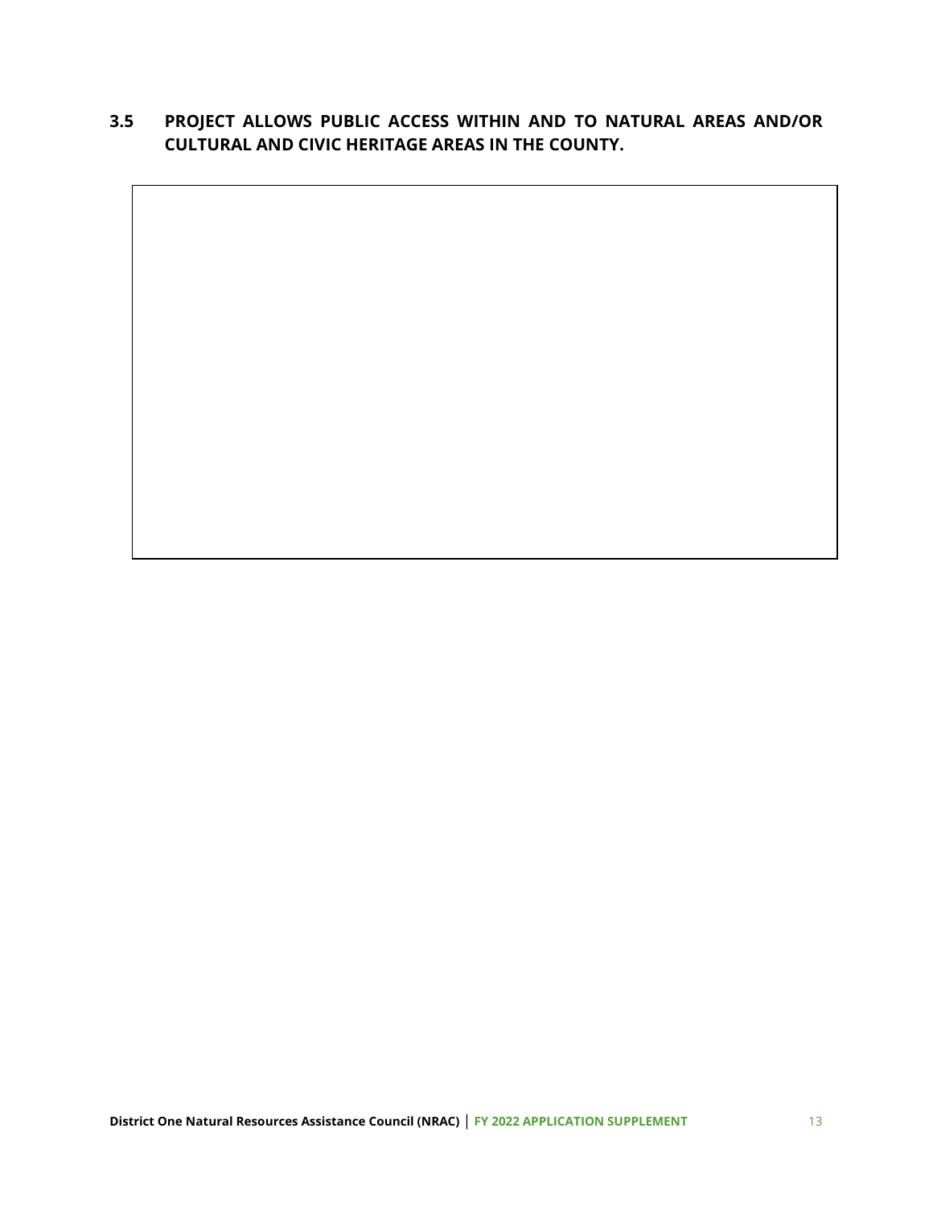### 3.5 PROJECT ALLOWS PUBLIC ACCESS WITHIN AND TO NATURAL AREAS AND/OR CULTURAL AND CIVIC HERITAGE AREAS IN THE COUNTY.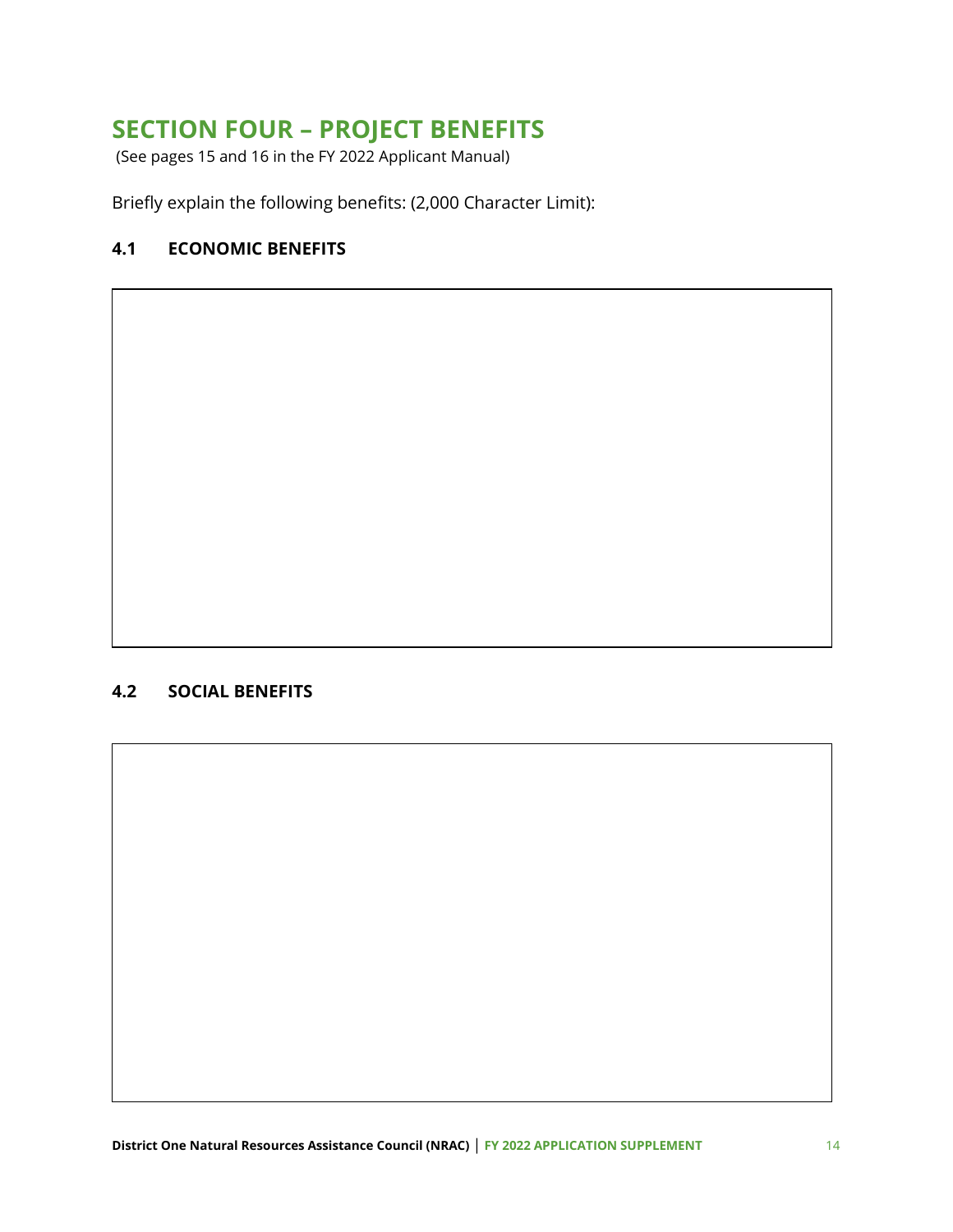# SECTION FOUR – PROJECT BENEFITS

(See pages 15 and 16 in the FY 2022 Applicant Manual)

Briefly explain the following benefits: (2,000 Character Limit):

### 4.1 ECONOMIC BENEFITS

|  |
|---|
|  |

### 4.2 SOCIAL BENEFITS

|  |
|---|
|  |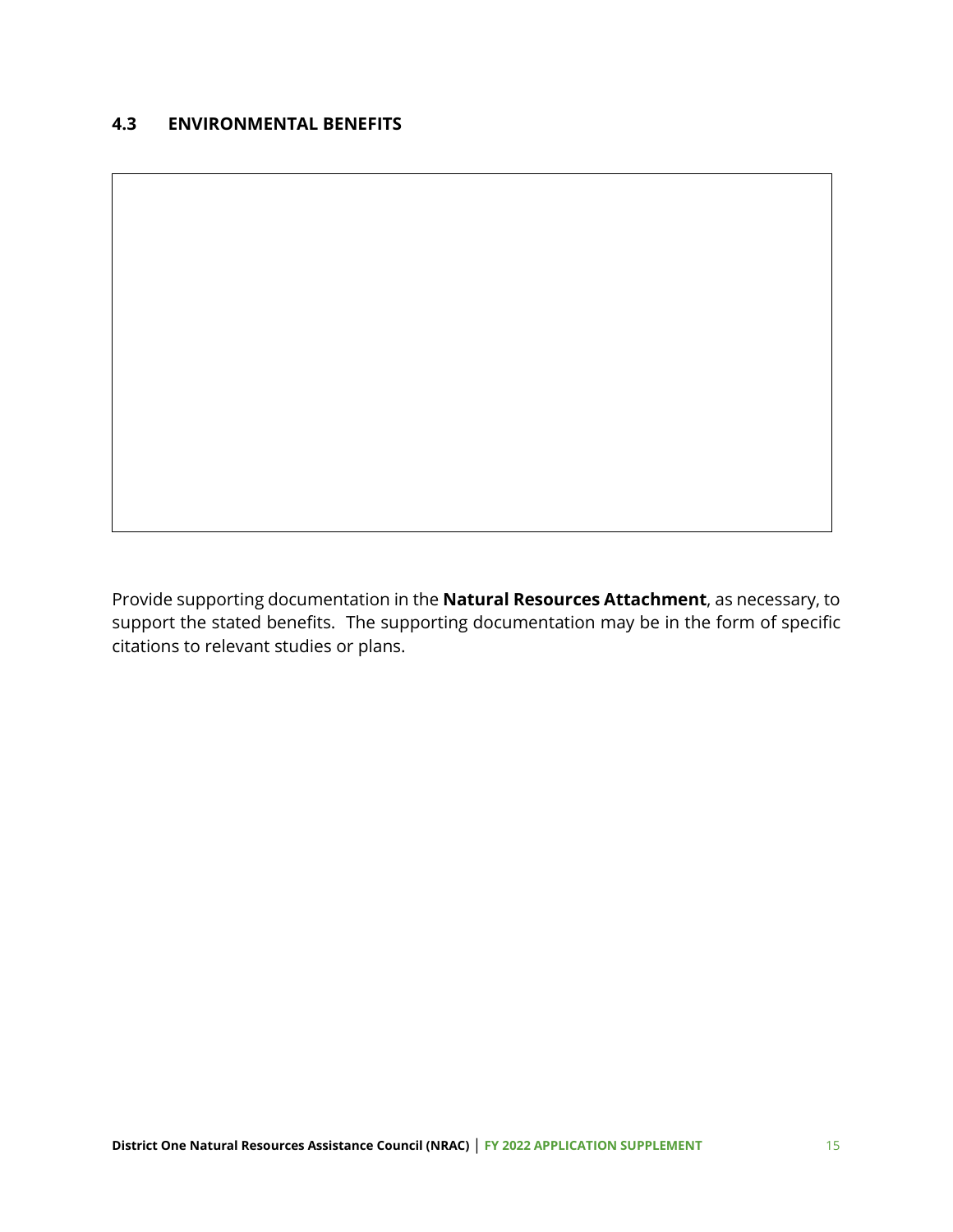### 4.3 ENVIRONMENTAL BENEFITS

Provide supporting documentation in the **Natural Resources Attachment**, as necessary, to support the stated benefits. The supporting documentation may be in the form of specific citations to relevant studies or plans.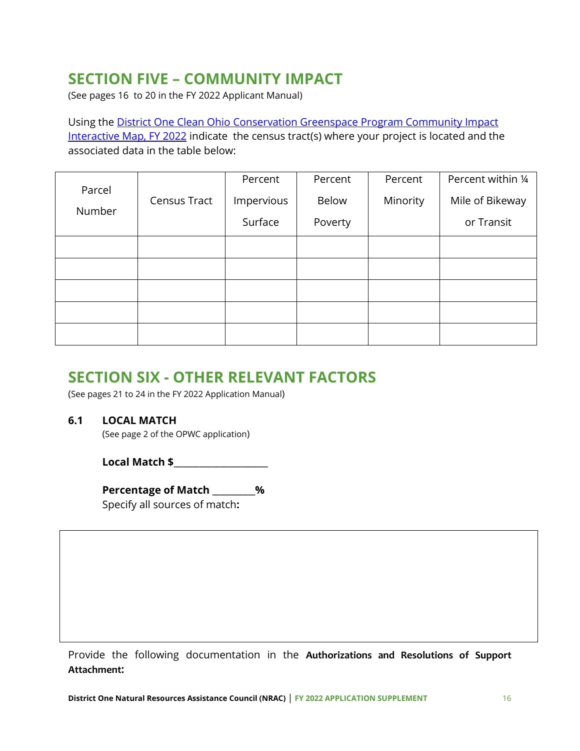## SECTION FIVE – COMMUNITY IMPACT

(See pages 16 to 20 in the FY 2022 Applicant Manual)

Using the [District One Clean Ohio Conservation Greenspace Program Community Impact Interactive Map, FY 2022]() indicate the census tract(s) where your project is located and the associated data in the table below:

| Parcel Number | Census Tract | Percent Impervious Surface | Percent Below Poverty | Percent Minority | Percent within ¼ Mile of Bikeway or Transit |
|---|---|---|---|---|---|
| | | | | | |
| | | | | | |
| | | | | | |
| | | | | | |
| | | | | | |

## SECTION SIX - OTHER RELEVANT FACTORS

(See pages 21 to 24 in the FY 2022 Application Manual)

### 6.1 LOCAL MATCH

(See page 2 of the OPWC application)

**Local Match $___________________**

**Percentage of Match ________%**

Specify all sources of match**:**

| |
|---|
| |

Provide the following documentation in the **Authorizations and Resolutions of Support Attachment:**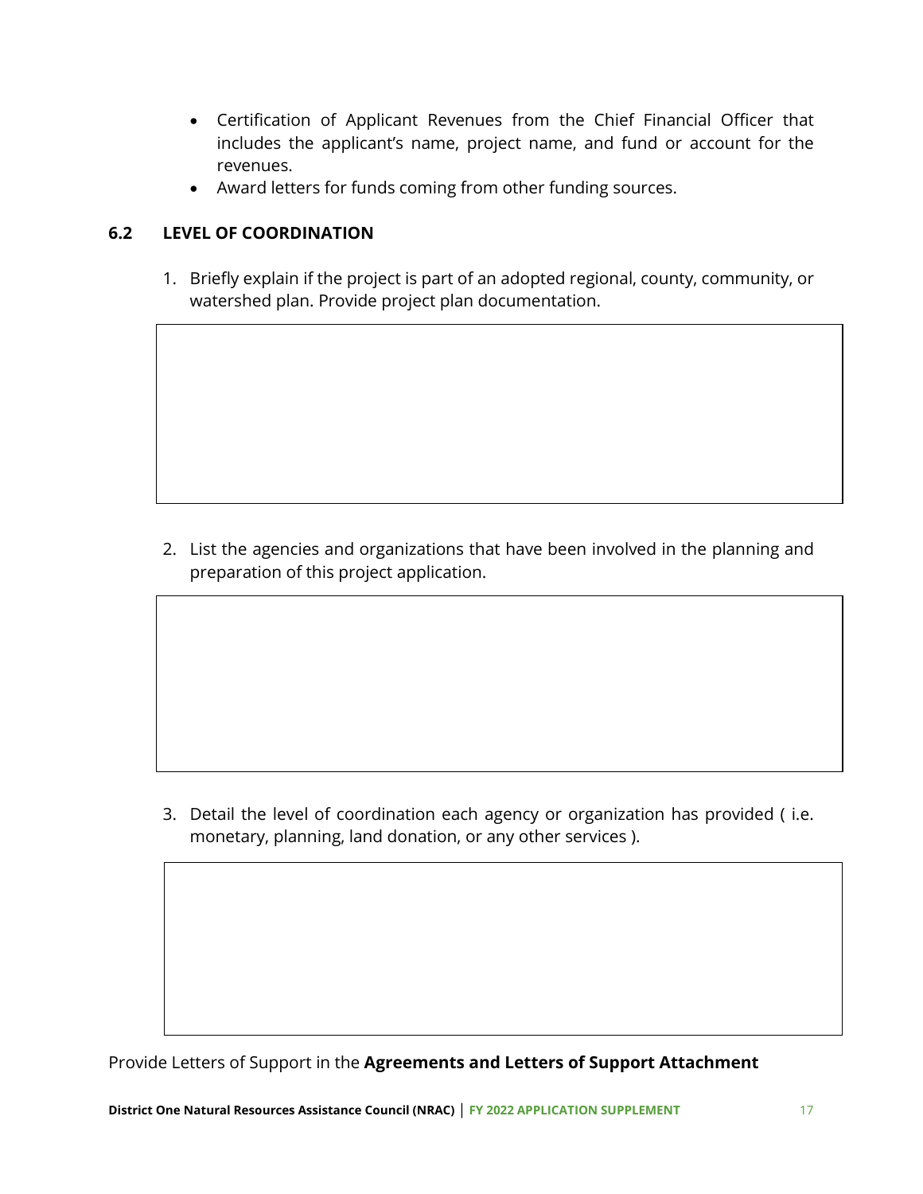- Certification of Applicant Revenues from the Chief Financial Officer that includes the applicant's name, project name, and fund or account for the revenues.
- Award letters for funds coming from other funding sources.

### 6.2 LEVEL OF COORDINATION

1. Briefly explain if the project is part of an adopted regional, county, community, or watershed plan. Provide project plan documentation.

2. List the agencies and organizations that have been involved in the planning and preparation of this project application.

3. Detail the level of coordination each agency or organization has provided ( i.e. monetary, planning, land donation, or any other services ).

Provide Letters of Support in the **Agreements and Letters of Support Attachment**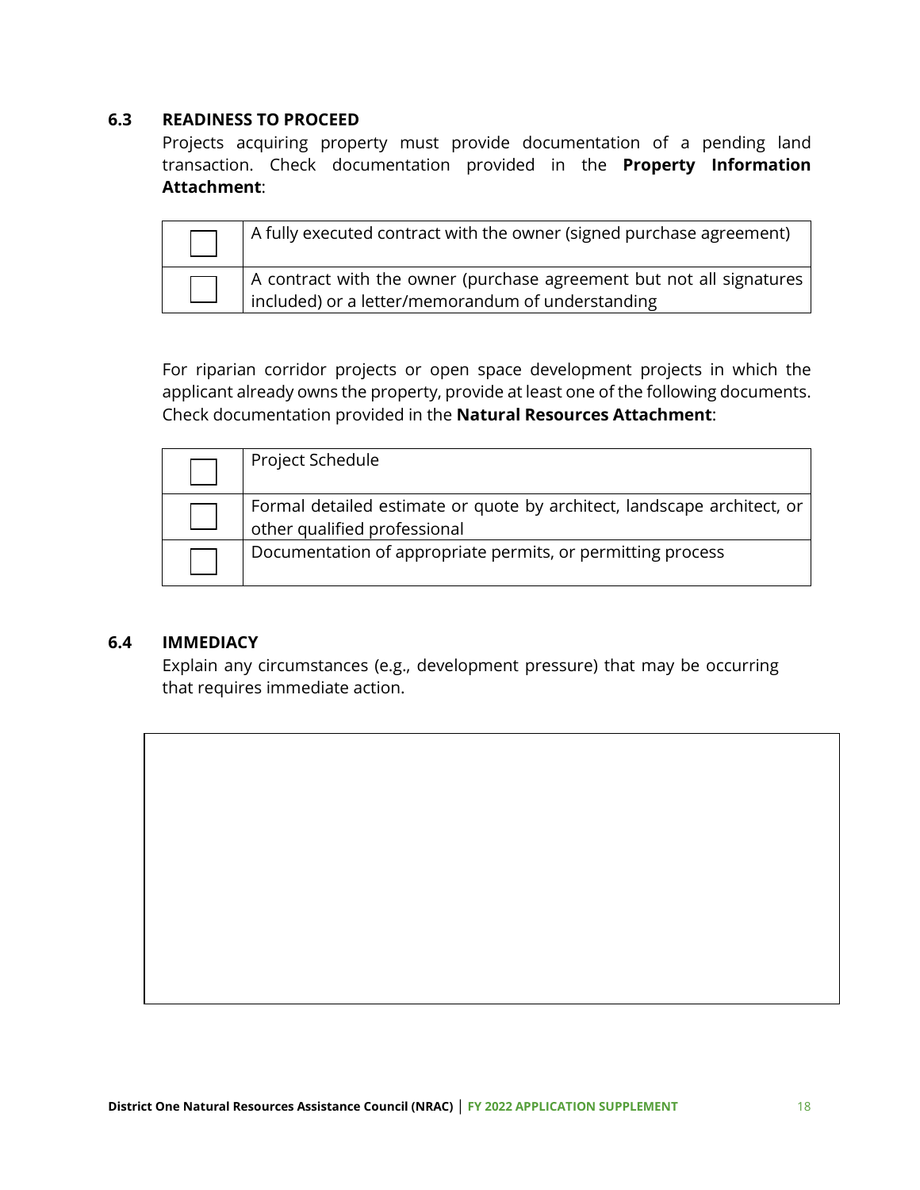### 6.3 READINESS TO PROCEED

Projects acquiring property must provide documentation of a pending land transaction. Check documentation provided in the **Property Information Attachment**:

| | |
|---|---|
| ☐ | A fully executed contract with the owner (signed purchase agreement) |
| ☐ | A contract with the owner (purchase agreement but not all signatures included) or a letter/memorandum of understanding |

For riparian corridor projects or open space development projects in which the applicant already owns the property, provide at least one of the following documents. Check documentation provided in the **Natural Resources Attachment**:

| | |
|---|---|
| ☐ | Project Schedule |
| ☐ | Formal detailed estimate or quote by architect, landscape architect, or other qualified professional |
| ☐ | Documentation of appropriate permits, or permitting process |

### 6.4 IMMEDIACY

Explain any circumstances (e.g., development pressure) that may be occurring that requires immediate action.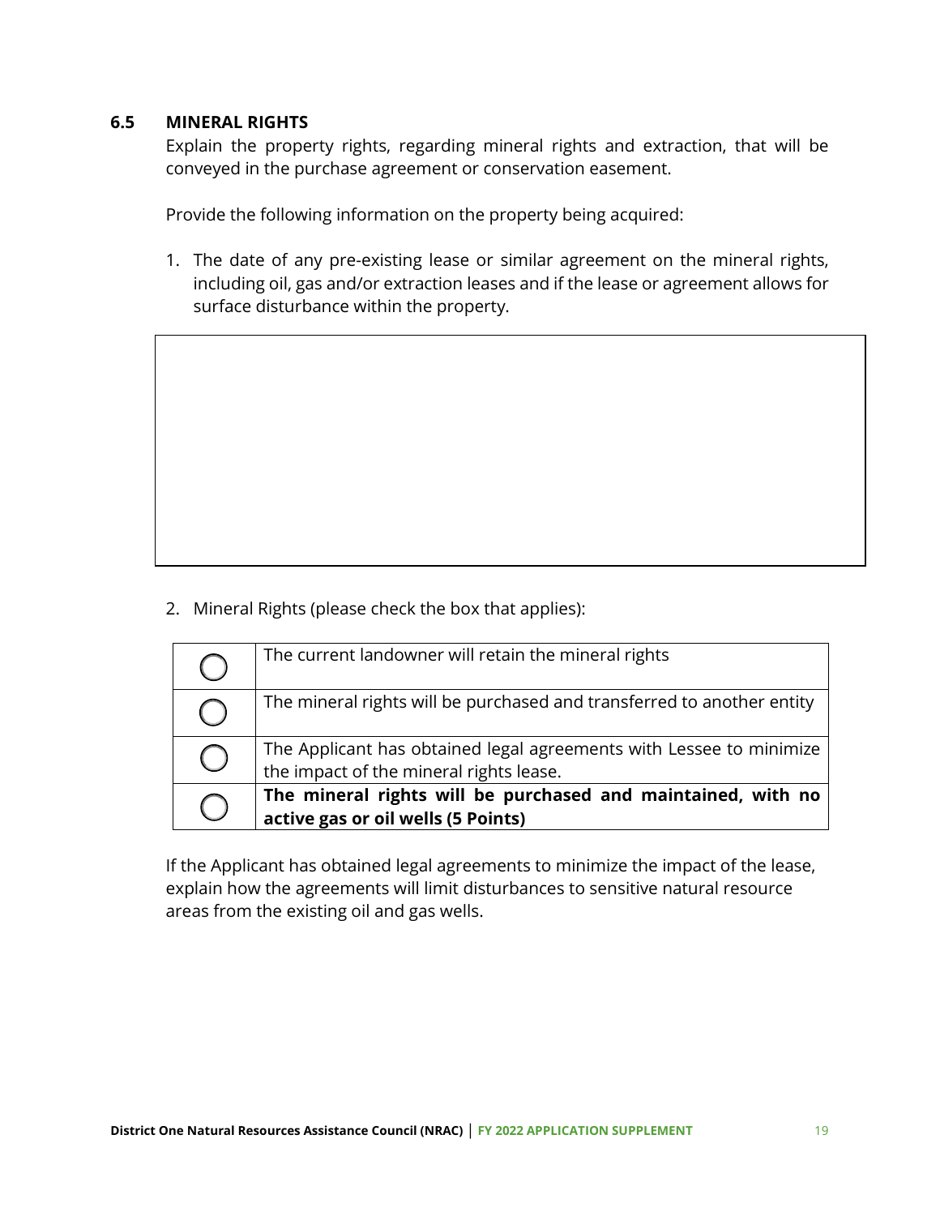### 6.5 MINERAL RIGHTS

Explain the property rights, regarding mineral rights and extraction, that will be conveyed in the purchase agreement or conservation easement.

Provide the following information on the property being acquired:

1. The date of any pre-existing lease or similar agreement on the mineral rights, including oil, gas and/or extraction leases and if the lease or agreement allows for surface disturbance within the property.

2. Mineral Rights (please check the box that applies):

| | |
|---|---|
| ◯ | The current landowner will retain the mineral rights |
| ◯ | The mineral rights will be purchased and transferred to another entity |
| ◯ | The Applicant has obtained legal agreements with Lessee to minimize the impact of the mineral rights lease. |
| ◯ | **The mineral rights will be purchased and maintained, with no active gas or oil wells (5 Points)** |

If the Applicant has obtained legal agreements to minimize the impact of the lease, explain how the agreements will limit disturbances to sensitive natural resource areas from the existing oil and gas wells.